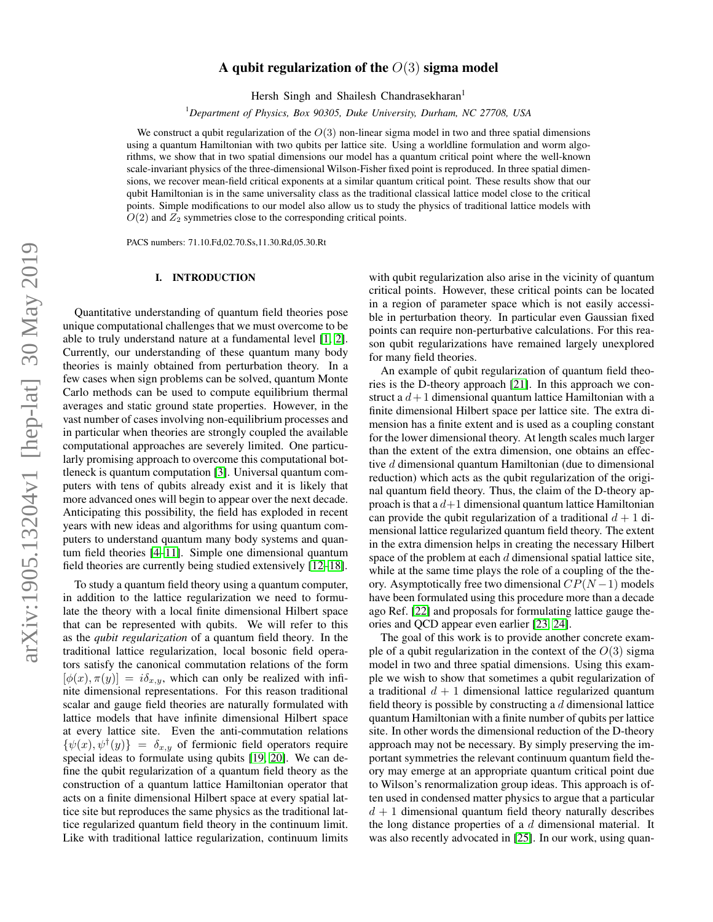# A qubit regularization of the $O(3)$ sigma model

Hersh Singh and Shailesh Chandrasekharan[1]

[1]*Department of Physics, Box 90305, Duke University, Durham, NC 27708, USA*

We construct a qubit regularization of the $O(3)$ non-linear sigma model in two and three spatial dimensions using a quantum Hamiltonian with two qubits per lattice site. Using a worldline formulation and worm algorithms, we show that in two spatial dimensions our model has a quantum critical point where the well-known scale-invariant physics of the three-dimensional Wilson-Fisher fixed point is reproduced. In three spatial dimensions, we recover mean-field critical exponents at a similar quantum critical point. These results show that our qubit Hamiltonian is in the same universality class as the traditional classical lattice model close to the critical points. Simple modifications to our model also allow us to study the physics of traditional lattice models with $O(2)$ and $Z_2$ symmetries close to the corresponding critical points.

PACS numbers: 71.10.Fd,02.70.Ss,11.30.Rd,05.30.Rt

## I. INTRODUCTION

Quantitative understanding of quantum field theories pose unique computational challenges that we must overcome to be able to truly understand nature at a fundamental level [1, 2]. Currently, our understanding of these quantum many body theories is mainly obtained from perturbation theory. In a few cases when sign problems can be solved, quantum Monte Carlo methods can be used to compute equilibrium thermal averages and static ground state properties. However, in the vast number of cases involving non-equilibrium processes and in particular when theories are strongly coupled the available computational approaches are severely limited. One particularly promising approach to overcome this computational bottleneck is quantum computation [3]. Universal quantum computers with tens of qubits already exist and it is likely that more advanced ones will begin to appear over the next decade. Anticipating this possibility, the field has exploded in recent years with new ideas and algorithms for using quantum computers to understand quantum many body systems and quantum field theories [4–11]. Simple one dimensional quantum field theories are currently being studied extensively [12–18].

To study a quantum field theory using a quantum computer, in addition to the lattice regularization we need to formulate the theory with a local finite dimensional Hilbert space that can be represented with qubits. We will refer to this as the *qubit regularization* of a quantum field theory. In the traditional lattice regularization, local bosonic field operators satisfy the canonical commutation relations of the form $[\phi(x), \pi(y)] = i\delta_{x,y}$, which can only be realized with infinite dimensional representations. For this reason traditional scalar and gauge field theories are naturally formulated with lattice models that have infinite dimensional Hilbert space at every lattice site. Even the anti-commutation relations $\{\psi(x), \psi^\dagger(y)\} = \delta_{x,y}$ of fermionic field operators require special ideas to formulate using qubits [19, 20]. We can define the qubit regularization of a quantum field theory as the construction of a quantum lattice Hamiltonian operator that acts on a finite dimensional Hilbert space at every spatial lattice site but reproduces the same physics as the traditional lattice regularized quantum field theory in the continuum limit. Like with traditional lattice regularization, continuum limits with qubit regularization also arise in the vicinity of quantum critical points. However, these critical points can be located in a region of parameter space which is not easily accessible in perturbation theory. In particular even Gaussian fixed points can require non-perturbative calculations. For this reason qubit regularizations have remained largely unexplored for many field theories.

An example of qubit regularization of quantum field theories is the D-theory approach [21]. In this approach we construct a $d+1$ dimensional quantum lattice Hamiltonian with a finite dimensional Hilbert space per lattice site. The extra dimension has a finite extent and is used as a coupling constant for the lower dimensional theory. At length scales much larger than the extent of the extra dimension, one obtains an effective $d$ dimensional quantum Hamiltonian (due to dimensional reduction) which acts as the qubit regularization of the original quantum field theory. Thus, the claim of the D-theory approach is that a $d+1$ dimensional quantum lattice Hamiltonian can provide the qubit regularization of a traditional $d+1$ dimensional lattice regularized quantum field theory. The extent in the extra dimension helps in creating the necessary Hilbert space of the problem at each $d$ dimensional spatial lattice site, while at the same time plays the role of a coupling of the theory. Asymptotically free two dimensional $CP(N-1)$ models have been formulated using this procedure more than a decade ago Ref. [22] and proposals for formulating lattice gauge theories and QCD appear even earlier [23, 24].

The goal of this work is to provide another concrete example of a qubit regularization in the context of the $O(3)$ sigma model in two and three spatial dimensions. Using this example we wish to show that sometimes a qubit regularization of a traditional $d+1$ dimensional lattice regularized quantum field theory is possible by constructing a $d$ dimensional lattice quantum Hamiltonian with a finite number of qubits per lattice site. In other words the dimensional reduction of the D-theory approach may not be necessary. By simply preserving the important symmetries the relevant continuum quantum field theory may emerge at an appropriate quantum critical point due to Wilson's renormalization group ideas. This approach is often used in condensed matter physics to argue that a particular $d+1$ dimensional quantum field theory naturally describes the long distance properties of a $d$ dimensional material. It was also recently advocated in [25]. In our work, using quan-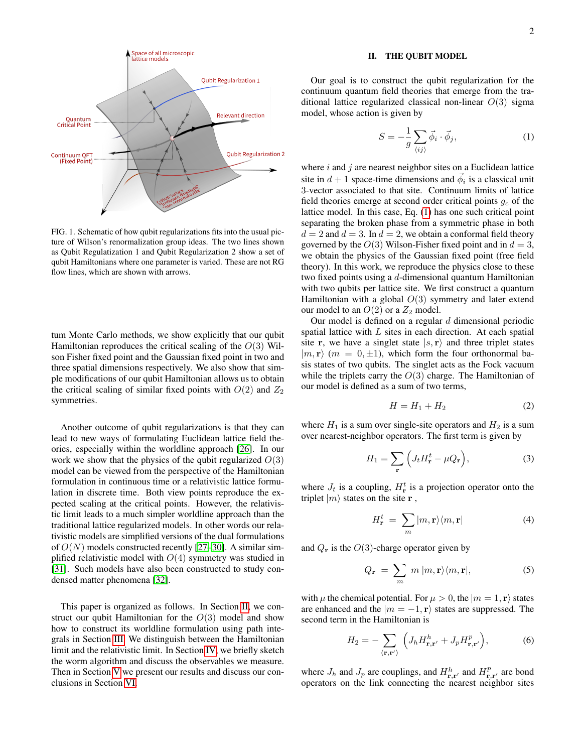FIG. 1. Schematic of how qubit regularizations fits into the usual picture of Wilson's renormalization group ideas. The two lines shown as Qubit Regulatization 1 and Qubit Regularization 2 show a set of qubit Hamiltonians where one parameter is varied. These are not RG flow lines, which are shown with arrows.

tum Monte Carlo methods, we show explicitly that our qubit Hamiltonian reproduces the critical scaling of the $O(3)$ Wilson Fisher fixed point and the Gaussian fixed point in two and three spatial dimensions respectively. We also show that simple modifications of our qubit Hamiltonian allows us to obtain the critical scaling of similar fixed points with $O(2)$ and $Z_2$ symmetries.

Another outcome of qubit regularizations is that they can lead to new ways of formulating Euclidean lattice field theories, especially within the worldline approach [26]. In our work we show that the physics of the qubit regularized $O(3)$ model can be viewed from the perspective of the Hamiltonian formulation in continuous time or a relativistic lattice formulation in discrete time. Both view points reproduce the expected scaling at the critical points. However, the relativistic limit leads to a much simpler worldline approach than the traditional lattice regularized models. In other words our relativistic models are simplified versions of the dual formulations of $O(N)$ models constructed recently [27–30]. A similar simplified relativistic model with $O(4)$ symmetry was studied in [31]. Such models have also been constructed to study condensed matter phenomena [32].

This paper is organized as follows. In Section II, we construct our qubit Hamiltonian for the $O(3)$ model and show how to construct its worldline formulation using path integrals in Section III. We distinguish between the Hamiltonian limit and the relativistic limit. In Section IV, we briefly sketch the worm algorithm and discuss the observables we measure. Then in Section V we present our results and discuss our conclusions in Section VI.

## II. THE QUBIT MODEL

Our goal is to construct the qubit regularization for the continuum quantum field theories that emerge from the traditional lattice regularized classical non-linear $O(3)$ sigma model, whose action is given by

$$S = -\frac{1}{g}\sum_{\langle ij\rangle} \vec{\phi}_i \cdot \vec{\phi}_j, \tag{1}$$

where $i$ and $j$ are nearest neighbor sites on a Euclidean lattice site in $d+1$ space-time dimensions and $\vec{\phi}_i$ is a classical unit 3-vector associated to that site. Continuum limits of lattice field theories emerge at second order critical points $g_c$ of the lattice model. In this case, Eq. (1) has one such critical point separating the broken phase from a symmetric phase in both $d=2$ and $d=3$. In $d=2$, we obtain a conformal field theory governed by the $O(3)$ Wilson-Fisher fixed point and in $d=3$, we obtain the physics of the Gaussian fixed point (free field theory). In this work, we reproduce the physics close to these two fixed points using a $d$-dimensional quantum Hamiltonian with two qubits per lattice site. We first construct a quantum Hamiltonian with a global $O(3)$ symmetry and later extend our model to an $O(2)$ or a $Z_2$ model.

Our model is defined on a regular $d$ dimensional periodic spatial lattice with $L$ sites in each direction. At each spatial site $\mathbf{r}$, we have a singlet state $|s,\mathbf{r}\rangle$ and three triplet states $|m,\mathbf{r}\rangle$ $(m=0,\pm1)$, which form the four orthonormal basis states of two qubits. The singlet acts as the Fock vacuum while the triplets carry the $O(3)$ charge. The Hamiltonian of our model is defined as a sum of two terms,

$$H = H_1 + H_2 \tag{2}$$

where $H_1$ is a sum over single-site operators and $H_2$ is a sum over nearest-neighbor operators. The first term is given by

$$H_1 = \sum_{\mathbf{r}} \Big( J_t H^t_{\mathbf{r}} - \mu Q_{\mathbf{r}} \Big), \tag{3}$$

where $J_t$ is a coupling, $H^t_{\mathbf{r}}$ is a projection operator onto the triplet $|m\rangle$ states on the site $\mathbf{r}$ ,

$$H^t_{\mathbf{r}} \;=\; \sum_m |m,\mathbf{r}\rangle\langle m,\mathbf{r}| \tag{4}$$

and $Q_{\mathbf{r}}$ is the $O(3)$-charge operator given by

$$Q_{\mathbf{r}} \;=\; \sum_m \, m\,|m,\mathbf{r}\rangle\langle m,\mathbf{r}|, \tag{5}$$

with $\mu$ the chemical potential. For $\mu > 0$, the $|m=1,\mathbf{r}\rangle$ states are enhanced and the $|m=-1,\mathbf{r}\rangle$ states are suppressed. The second term in the Hamiltonian is

$$H_2 = -\sum_{\langle \mathbf{r},\mathbf{r}'\rangle} \Big( J_h H^h_{\mathbf{r},\mathbf{r}'} + J_p H^p_{\mathbf{r},\mathbf{r}'} \Big), \tag{6}$$

where $J_h$ and $J_p$ are couplings, and $H^h_{\mathbf{r},\mathbf{r}'}$ and $H^p_{\mathbf{r},\mathbf{r}'}$ are bond operators on the link connecting the nearest neighbor sites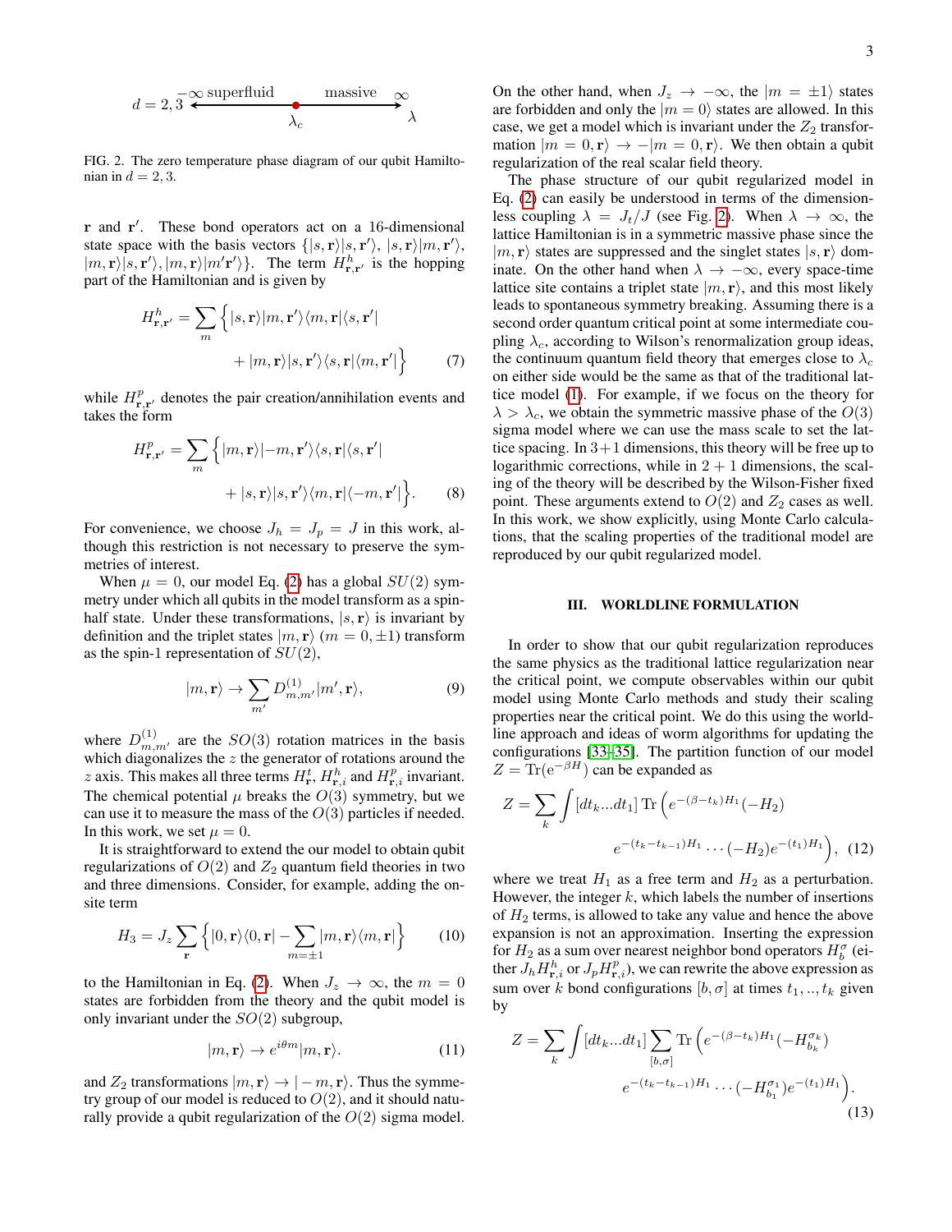$d = 2, 3$ $-\infty$ superfluid — $\lambda_c$ — massive $\infty$ $\lambda$

FIG. 2. The zero temperature phase diagram of our qubit Hamiltonian in $d = 2, 3$.

$\mathbf{r}$ and $\mathbf{r}'$. These bond operators act on a 16-dimensional state space with the basis vectors $\{|s, \mathbf{r}\rangle|s, \mathbf{r}'\rangle$, $|s, \mathbf{r}\rangle|m, \mathbf{r}'\rangle$, $|m, \mathbf{r}\rangle|s, \mathbf{r}'\rangle, |m, \mathbf{r}\rangle|m'\mathbf{r}'\rangle\}$. The term $H^h_{\mathbf{r},\mathbf{r}'}$ is the hopping part of the Hamiltonian and is given by

$$H^h_{\mathbf{r},\mathbf{r}'} = \sum_m \Big\{ |s, \mathbf{r}\rangle|m, \mathbf{r}'\rangle\langle m, \mathbf{r}|\langle s, \mathbf{r}'| + |m, \mathbf{r}\rangle|s, \mathbf{r}'\rangle\langle s, \mathbf{r}|\langle m, \mathbf{r}'| \Big\} \qquad (7)$$

while $H^p_{\mathbf{r},\mathbf{r}'}$ denotes the pair creation/annihilation events and takes the form

$$H^p_{\mathbf{r},\mathbf{r}'} = \sum_m \Big\{ |m, \mathbf{r}\rangle|{-m}, \mathbf{r}'\rangle\langle s, \mathbf{r}|\langle s, \mathbf{r}'| + |s, \mathbf{r}\rangle|s, \mathbf{r}'\rangle\langle m, \mathbf{r}|\langle -m, \mathbf{r}'| \Big\}. \qquad (8)$$

For convenience, we choose $J_h = J_p = J$ in this work, although this restriction is not necessary to preserve the symmetries of interest.

When $\mu = 0$, our model Eq. (2) has a global $SU(2)$ symmetry under which all qubits in the model transform as a spin-half state. Under these transformations, $|s, \mathbf{r}\rangle$ is invariant by definition and the triplet states $|m, \mathbf{r}\rangle$ ($m = 0, \pm 1$) transform as the spin-1 representation of $SU(2)$,

$$|m, \mathbf{r}\rangle \to \sum_{m'} D^{(1)}_{m,m'} |m', \mathbf{r}\rangle, \qquad (9)$$

where $D^{(1)}_{m,m'}$ are the $SO(3)$ rotation matrices in the basis which diagonalizes the $z$ the generator of rotations around the $z$ axis. This makes all three terms $H^t_{\mathbf{r}}$, $H^h_{\mathbf{r},i}$ and $H^p_{\mathbf{r},i}$ invariant. The chemical potential $\mu$ breaks the $O(3)$ symmetry, but we can use it to measure the mass of the $O(3)$ particles if needed. In this work, we set $\mu = 0$.

It is straightforward to extend the our model to obtain qubit regularizations of $O(2)$ and $Z_2$ quantum field theories in two and three dimensions. Consider, for example, adding the on-site term

$$H_3 = J_z \sum_{\mathbf{r}} \Big\{ |0, \mathbf{r}\rangle\langle 0, \mathbf{r}| - \sum_{m=\pm 1} |m, \mathbf{r}\rangle\langle m, \mathbf{r}| \Big\} \qquad (10)$$

to the Hamiltonian in Eq. (2). When $J_z \to \infty$, the $m = 0$ states are forbidden from the theory and the qubit model is only invariant under the $SO(2)$ subgroup,

$$|m, \mathbf{r}\rangle \to e^{i\theta m} |m, \mathbf{r}\rangle. \qquad (11)$$

and $Z_2$ transformations $|m, \mathbf{r}\rangle \to |-m, \mathbf{r}\rangle$. Thus the symmetry group of our model is reduced to $O(2)$, and it should naturally provide a qubit regularization of the $O(2)$ sigma model. On the other hand, when $J_z \to -\infty$, the $|m = \pm 1\rangle$ states are forbidden and only the $|m = 0\rangle$ states are allowed. In this case, we get a model which is invariant under the $Z_2$ transformation $|m = 0, \mathbf{r}\rangle \to -|m = 0, \mathbf{r}\rangle$. We then obtain a qubit regularization of the real scalar field theory.

The phase structure of our qubit regularized model in Eq. (2) can easily be understood in terms of the dimensionless coupling $\lambda = J_t/J$ (see Fig. 2). When $\lambda \to \infty$, the lattice Hamiltonian is in a symmetric massive phase since the $|m, \mathbf{r}\rangle$ states are suppressed and the singlet states $|s, \mathbf{r}\rangle$ dominate. On the other hand when $\lambda \to -\infty$, every space-time lattice site contains a triplet state $|m, \mathbf{r}\rangle$, and this most likely leads to spontaneous symmetry breaking. Assuming there is a second order quantum critical point at some intermediate coupling $\lambda_c$, according to Wilson's renormalization group ideas, the continuum quantum field theory that emerges close to $\lambda_c$ on either side would be the same as that of the traditional lattice model (1). For example, if we focus on the theory for $\lambda > \lambda_c$, we obtain the symmetric massive phase of the $O(3)$ sigma model where we can use the mass scale to set the lattice spacing. In 3+1 dimensions, this theory will be free up to logarithmic corrections, while in 2 + 1 dimensions, the scaling of the theory will be described by the Wilson-Fisher fixed point. These arguments extend to $O(2)$ and $Z_2$ cases as well. In this work, we show explicitly, using Monte Carlo calculations, that the scaling properties of the traditional model are reproduced by our qubit regularized model.

## III. WORLDLINE FORMULATION

In order to show that our qubit regularization reproduces the same physics as the traditional lattice regularization near the critical point, we compute observables within our qubit model using Monte Carlo methods and study their scaling properties near the critical point. We do this using the worldline approach and ideas of worm algorithms for updating the configurations [33–35]. The partition function of our model $Z = \mathrm{Tr}(e^{-\beta H})$ can be expanded as

$$Z = \sum_k \int [dt_k ... dt_1] \, \mathrm{Tr}\Big( e^{-(\beta - t_k)H_1} (-H_2) e^{-(t_k - t_{k-1})H_1} \cdots (-H_2) e^{-(t_1)H_1} \Big), \quad (12)$$

where we treat $H_1$ as a free term and $H_2$ as a perturbation. However, the integer $k$, which labels the number of insertions of $H_2$ terms, is allowed to take any value and hence the above expansion is not an approximation. Inserting the expression for $H_2$ as a sum over nearest neighbor bond operators $H^\sigma_b$ (either $J_h H^h_{\mathbf{r},i}$ or $J_p H^p_{\mathbf{r},i}$), we can rewrite the above expression as sum over $k$ bond configurations $[b, \sigma]$ at times $t_1, .., t_k$ given by

$$Z = \sum_k \int [dt_k ... dt_1] \sum_{[b,\sigma]} \mathrm{Tr}\Big( e^{-(\beta - t_k)H_1} (-H^{\sigma_k}_{b_k}) e^{-(t_k - t_{k-1})H_1} \cdots (-H^{\sigma_1}_{b_1}) e^{-(t_1)H_1} \Big). \qquad (13)$$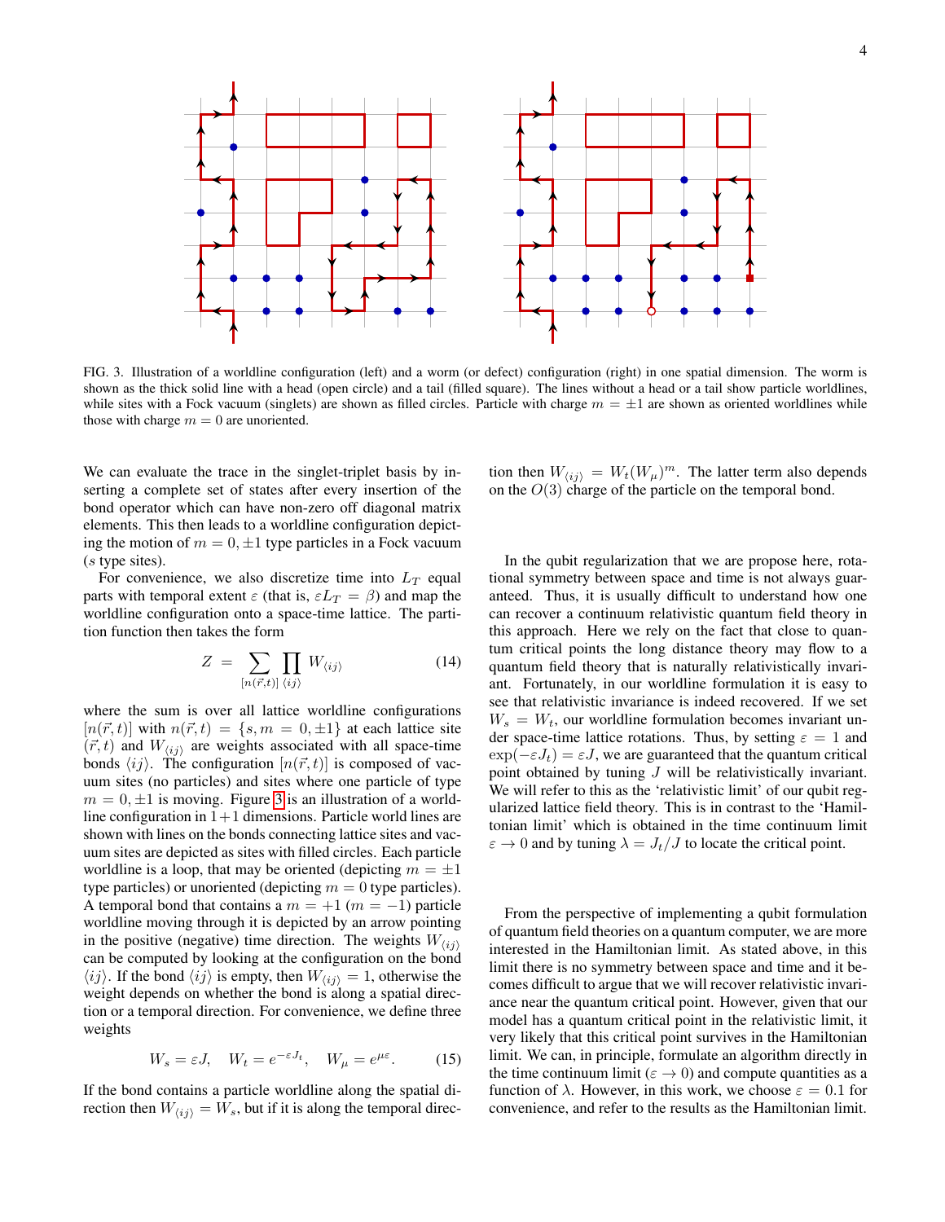FIG. 3. Illustration of a worldline configuration (left) and a worm (or defect) configuration (right) in one spatial dimension. The worm is shown as the thick solid line with a head (open circle) and a tail (filled square). The lines without a head or a tail show particle worldlines, while sites with a Fock vacuum (singlets) are shown as filled circles. Particle with charge $m = \pm 1$ are shown as oriented worldlines while those with charge $m = 0$ are unoriented.

We can evaluate the trace in the singlet-triplet basis by inserting a complete set of states after every insertion of the bond operator which can have non-zero off diagonal matrix elements. This then leads to a worldline configuration depicting the motion of $m = 0, \pm 1$ type particles in a Fock vacuum ($s$ type sites).

For convenience, we also discretize time into $L_T$ equal parts with temporal extent $\varepsilon$ (that is, $\varepsilon L_T = \beta$) and map the worldline configuration onto a space-time lattice. The partition function then takes the form

$$Z = \sum_{[n(\vec{r},t)]} \prod_{\langle ij \rangle} W_{\langle ij \rangle} \tag{14}$$

where the sum is over all lattice worldline configurations $[n(\vec{r},t)]$ with $n(\vec{r},t) = \{s, m = 0, \pm 1\}$ at each lattice site $(\vec{r},t)$ and $W_{\langle ij \rangle}$ are weights associated with all space-time bonds $\langle ij \rangle$. The configuration $[n(\vec{r},t)]$ is composed of vacuum sites (no particles) and sites where one particle of type $m = 0, \pm 1$ is moving. Figure 3 is an illustration of a worldline configuration in $1+1$ dimensions. Particle world lines are shown with lines on the bonds connecting lattice sites and vacuum sites are depicted as sites with filled circles. Each particle worldline is a loop, that may be oriented (depicting $m = \pm 1$ type particles) or unoriented (depicting $m = 0$ type particles). A temporal bond that contains a $m = +1$ ($m = -1$) particle worldline moving through it is depicted by an arrow pointing in the positive (negative) time direction. The weights $W_{\langle ij \rangle}$ can be computed by looking at the configuration on the bond $\langle ij \rangle$. If the bond $\langle ij \rangle$ is empty, then $W_{\langle ij \rangle} = 1$, otherwise the weight depends on whether the bond is along a spatial direction or a temporal direction. For convenience, we define three weights

$$W_s = \varepsilon J, \quad W_t = e^{-\varepsilon J_t}, \quad W_\mu = e^{\mu \varepsilon}. \tag{15}$$

If the bond contains a particle worldline along the spatial direction then $W_{\langle ij \rangle} = W_s$, but if it is along the temporal direction then $W_{\langle ij \rangle} = W_t (W_\mu)^m$. The latter term also depends on the $O(3)$ charge of the particle on the temporal bond.

In the qubit regularization that we are propose here, rotational symmetry between space and time is not always guaranteed. Thus, it is usually difficult to understand how one can recover a continuum relativistic quantum field theory in this approach. Here we rely on the fact that close to quantum critical points the long distance theory may flow to a quantum field theory that is naturally relativistically invariant. Fortunately, in our worldline formulation it is easy to see that relativistic invariance is indeed recovered. If we set $W_s = W_t$, our worldline formulation becomes invariant under space-time lattice rotations. Thus, by setting $\varepsilon = 1$ and $\exp(-\varepsilon J_t) = \varepsilon J$, we are guaranteed that the quantum critical point obtained by tuning $J$ will be relativistically invariant. We will refer to this as the 'relativistic limit' of our qubit regularized lattice field theory. This is in contrast to the 'Hamiltonian limit' which is obtained in the time continuum limit $\varepsilon \to 0$ and by tuning $\lambda = J_t/J$ to locate the critical point.

From the perspective of implementing a qubit formulation of quantum field theories on a quantum computer, we are more interested in the Hamiltonian limit. As stated above, in this limit there is no symmetry between space and time and it becomes difficult to argue that we will recover relativistic invariance near the quantum critical point. However, given that our model has a quantum critical point in the relativistic limit, it very likely that this critical point survives in the Hamiltonian limit. We can, in principle, formulate an algorithm directly in the time continuum limit ($\varepsilon \to 0$) and compute quantities as a function of $\lambda$. However, in this work, we choose $\varepsilon = 0.1$ for convenience, and refer to the results as the Hamiltonian limit.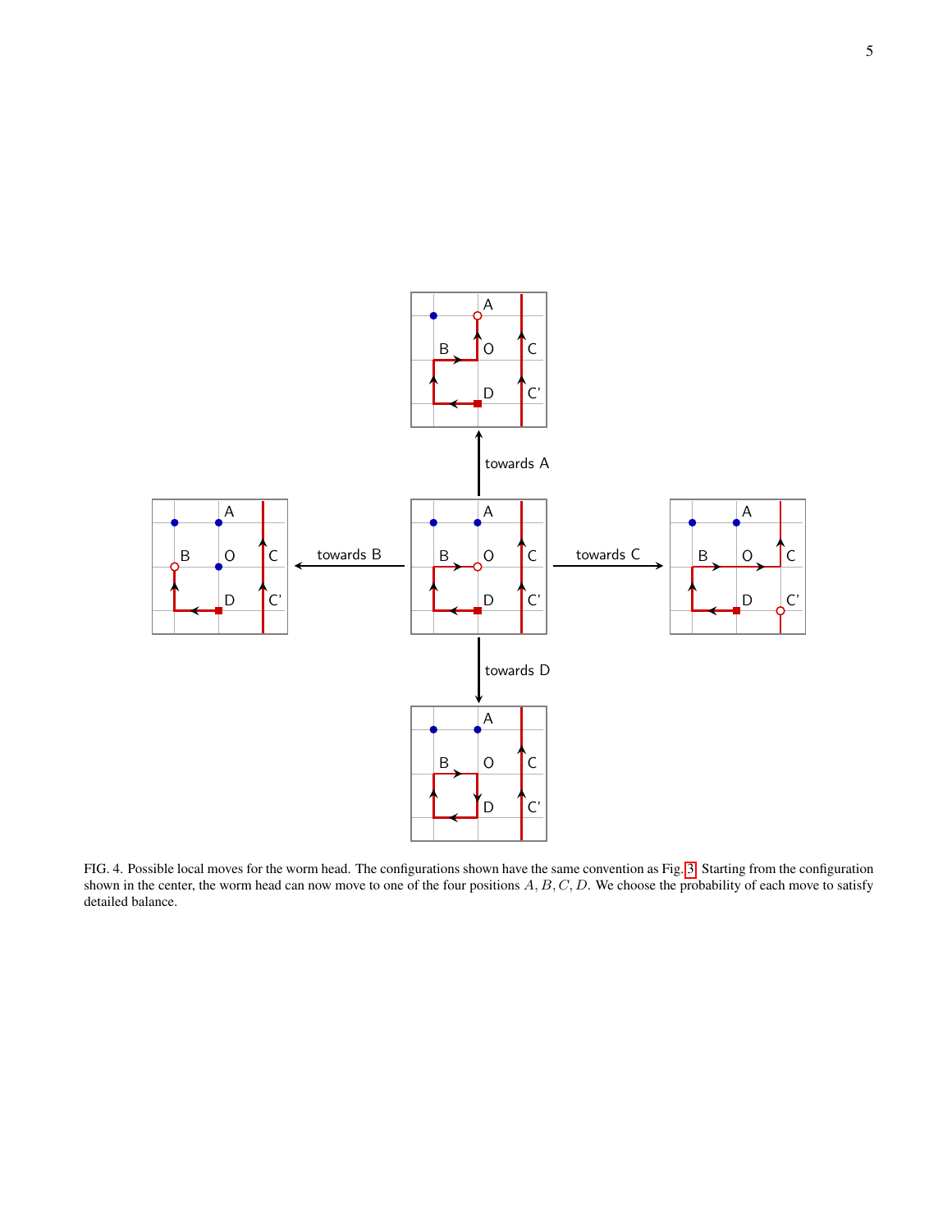FIG. 4. Possible local moves for the worm head. The configurations shown have the same convention as Fig. 3. Starting from the configuration shown in the center, the worm head can now move to one of the four positions $A, B, C, D$. We choose the probability of each move to satisfy detailed balance.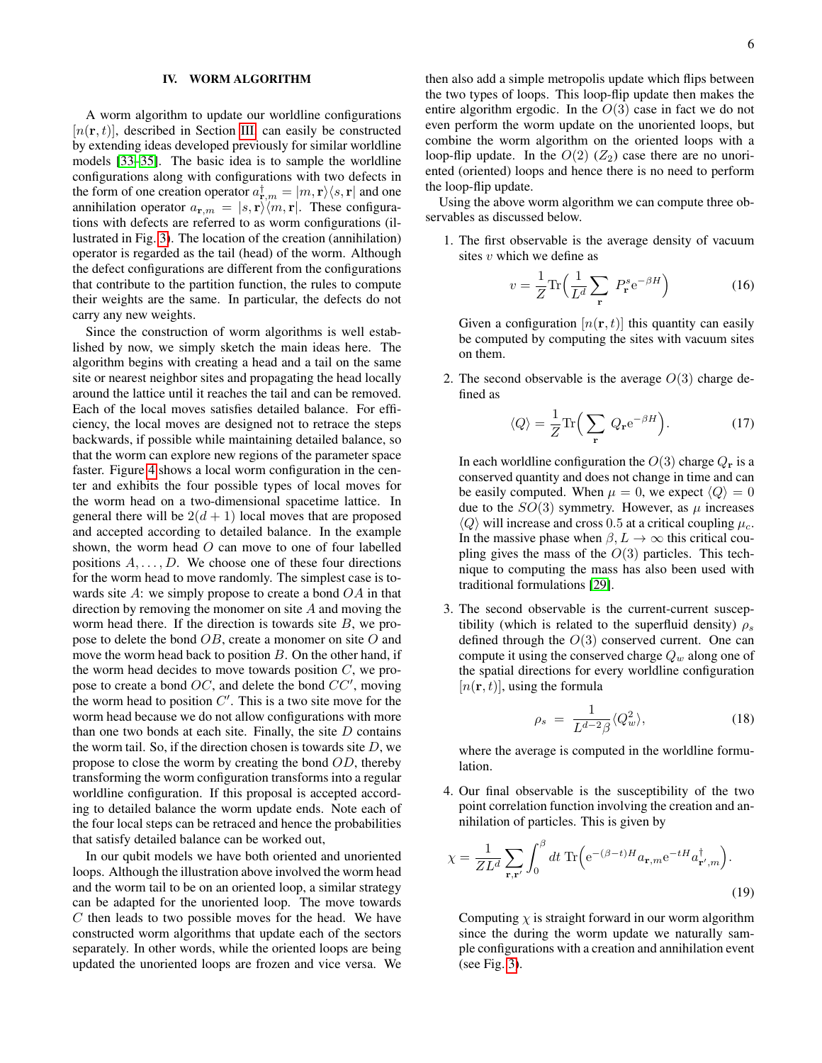## IV. WORM ALGORITHM

A worm algorithm to update our worldline configurations $[n(\mathbf{r}, t)]$, described in Section III, can easily be constructed by extending ideas developed previously for similar worldline models [33–35]. The basic idea is to sample the worldline configurations along with configurations with two defects in the form of one creation operator $a^\dagger_{\mathbf{r},m} = |m, \mathbf{r}\rangle\langle s, \mathbf{r}|$ and one annihilation operator $a_{\mathbf{r},m} = |s, \mathbf{r}\rangle\langle m, \mathbf{r}|$. These configurations with defects are referred to as worm configurations (illustrated in Fig. 3). The location of the creation (annihilation) operator is regarded as the tail (head) of the worm. Although the defect configurations are different from the configurations that contribute to the partition function, the rules to compute their weights are the same. In particular, the defects do not carry any new weights.

Since the construction of worm algorithms is well established by now, we simply sketch the main ideas here. The algorithm begins with creating a head and a tail on the same site or nearest neighbor sites and propagating the head locally around the lattice until it reaches the tail and can be removed. Each of the local moves satisfies detailed balance. For efficiency, the local moves are designed not to retrace the steps backwards, if possible while maintaining detailed balance, so that the worm can explore new regions of the parameter space faster. Figure 4 shows a local worm configuration in the center and exhibits the four possible types of local moves for the worm head on a two-dimensional spacetime lattice. In general there will be $2(d + 1)$ local moves that are proposed and accepted according to detailed balance. In the example shown, the worm head $O$ can move to one of four labelled positions $A, \ldots, D$. We choose one of these four directions for the worm head to move randomly. The simplest case is towards site $A$: we simply propose to create a bond $OA$ in that direction by removing the monomer on site $A$ and moving the worm head there. If the direction is towards site $B$, we propose to delete the bond $OB$, create a monomer on site $O$ and move the worm head back to position $B$. On the other hand, if the worm head decides to move towards position $C$, we propose to create a bond $OC$, and delete the bond $CC'$, moving the worm head to position $C'$. This is a two site move for the worm head because we do not allow configurations with more than one two bonds at each site. Finally, the site $D$ contains the worm tail. So, if the direction chosen is towards site $D$, we propose to close the worm by creating the bond $OD$, thereby transforming the worm configuration transforms into a regular worldline configuration. If this proposal is accepted according to detailed balance the worm update ends. Note each of the four local steps can be retraced and hence the probabilities that satisfy detailed balance can be worked out,

In our qubit models we have both oriented and unoriented loops. Although the illustration above involved the worm head and the worm tail to be on an oriented loop, a similar strategy can be adapted for the unoriented loop. The move towards $C$ then leads to two possible moves for the head. We have constructed worm algorithms that update each of the sectors separately. In other words, while the oriented loops are being updated the unoriented loops are frozen and vice versa. We then also add a simple metropolis update which flips between the two types of loops. This loop-flip update then makes the entire algorithm ergodic. In the $O(3)$ case in fact we do not even perform the worm update on the unoriented loops, but combine the worm algorithm on the oriented loops with a loop-flip update. In the $O(2)$ ($Z_2$) case there are no unoriented (oriented) loops and hence there is no need to perform the loop-flip update.

Using the above worm algorithm we can compute three observables as discussed below.

1. The first observable is the average density of vacuum sites $v$ which we define as

$$v = \frac{1}{Z}\mathrm{Tr}\Big(\frac{1}{L^d}\sum_{\mathbf{r}}\ P^s_{\mathbf{r}}\mathrm{e}^{-\beta H}\Big) \tag{16}$$

Given a configuration $[n(\mathbf{r}, t)]$ this quantity can easily be computed by computing the sites with vacuum sites on them.

2. The second observable is the average $O(3)$ charge defined as

$$\langle Q\rangle = \frac{1}{Z}\mathrm{Tr}\Big(\sum_{\mathbf{r}}\ Q_{\mathbf{r}}\mathrm{e}^{-\beta H}\Big). \tag{17}$$

In each worldline configuration the $O(3)$ charge $Q_{\mathbf{r}}$ is a conserved quantity and does not change in time and can be easily computed. When $\mu = 0$, we expect $\langle Q\rangle = 0$ due to the $SO(3)$ symmetry. However, as $\mu$ increases $\langle Q\rangle$ will increase and cross 0.5 at a critical coupling $\mu_c$. In the massive phase when $\beta, L \to \infty$ this critical coupling gives the mass of the $O(3)$ particles. This technique to computing the mass has also been used with traditional formulations [29].

3. The second observable is the current-current susceptibility (which is related to the superfluid density) $\rho_s$ defined through the $O(3)$ conserved current. One can compute it using the conserved charge $Q_w$ along one of the spatial directions for every worldline configuration $[n(\mathbf{r}, t)]$, using the formula

$$\rho_s \ = \ \frac{1}{L^{d-2}\beta}\langle Q_w^2\rangle, \tag{18}$$

where the average is computed in the worldline formulation.

4. Our final observable is the susceptibility of the two point correlation function involving the creation and annihilation of particles. This is given by

$$\chi = \frac{1}{ZL^d}\sum_{\mathbf{r},\mathbf{r}'}\int_0^\beta dt\ \mathrm{Tr}\Big(\mathrm{e}^{-(\beta-t)H}a_{\mathbf{r},m}\mathrm{e}^{-tH}a^\dagger_{\mathbf{r}',m}\Big). \tag{19}$$

Computing $\chi$ is straight forward in our worm algorithm since the during the worm update we naturally sample configurations with a creation and annihilation event (see Fig. 3).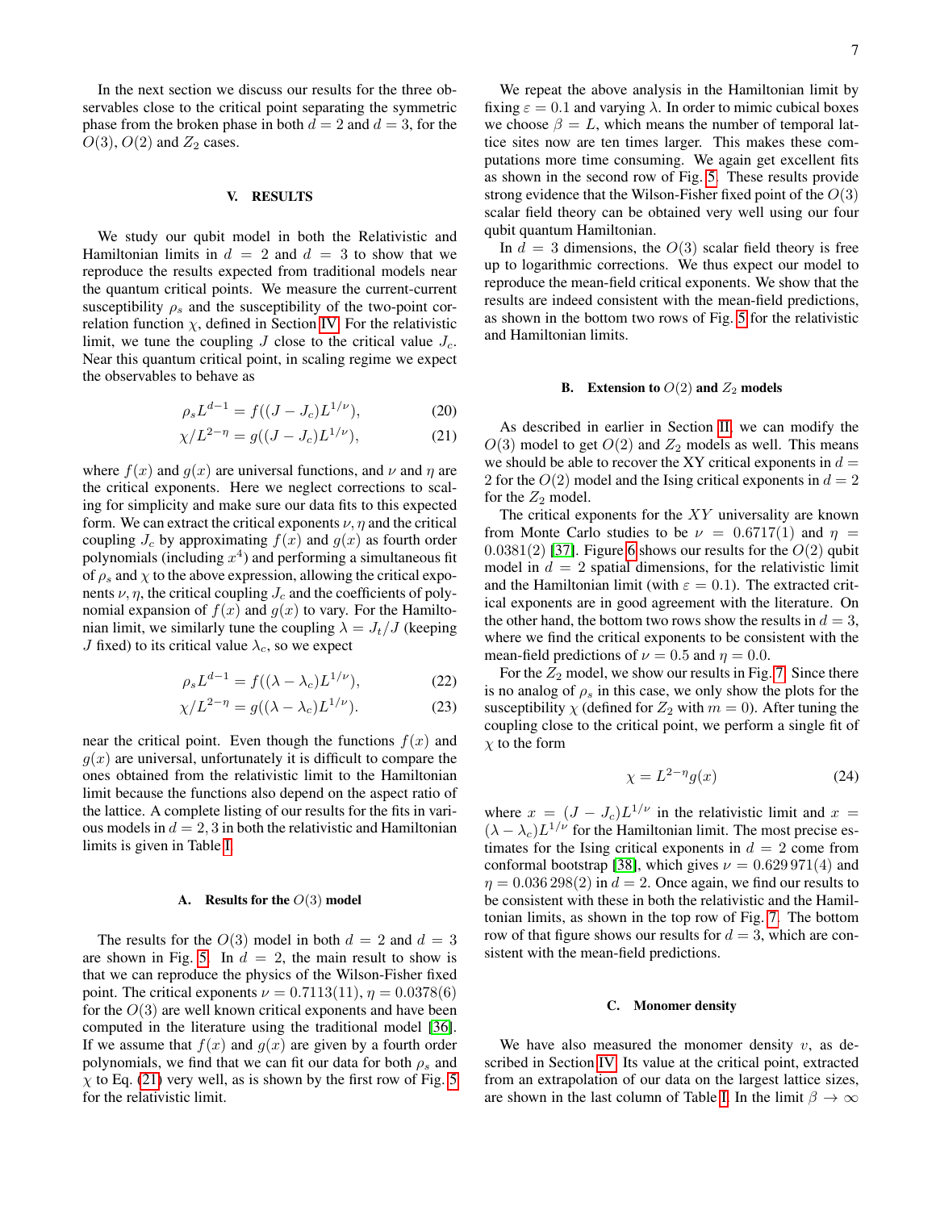In the next section we discuss our results for the three observables close to the critical point separating the symmetric phase from the broken phase in both $d = 2$ and $d = 3$, for the $O(3)$, $O(2)$ and $Z_2$ cases.

## V. RESULTS

We study our qubit model in both the Relativistic and Hamiltonian limits in $d = 2$ and $d = 3$ to show that we reproduce the results expected from traditional models near the quantum critical points. We measure the current-current susceptibility $\rho_s$ and the susceptibility of the two-point correlation function $\chi$, defined in Section IV. For the relativistic limit, we tune the coupling $J$ close to the critical value $J_c$. Near this quantum critical point, in scaling regime we expect the observables to behave as

$$\rho_s L^{d-1} = f((J - J_c)L^{1/\nu}), \tag{20}$$

$$\chi / L^{2-\eta} = g((J - J_c)L^{1/\nu}), \tag{21}$$

where $f(x)$ and $g(x)$ are universal functions, and $\nu$ and $\eta$ are the critical exponents. Here we neglect corrections to scaling for simplicity and make sure our data fits to this expected form. We can extract the critical exponents $\nu, \eta$ and the critical coupling $J_c$ by approximating $f(x)$ and $g(x)$ as fourth order polynomials (including $x^4$) and performing a simultaneous fit of $\rho_s$ and $\chi$ to the above expression, allowing the critical exponents $\nu, \eta$, the critical coupling $J_c$ and the coefficients of polynomial expansion of $f(x)$ and $g(x)$ to vary. For the Hamiltonian limit, we similarly tune the coupling $\lambda = J_t/J$ (keeping $J$ fixed) to its critical value $\lambda_c$, so we expect

$$\rho_s L^{d-1} = f((\lambda - \lambda_c)L^{1/\nu}), \tag{22}$$

$$\chi / L^{2-\eta} = g((\lambda - \lambda_c)L^{1/\nu}). \tag{23}$$

near the critical point. Even though the functions $f(x)$ and $g(x)$ are universal, unfortunately it is difficult to compare the ones obtained from the relativistic limit to the Hamiltonian limit because the functions also depend on the aspect ratio of the lattice. A complete listing of our results for the fits in various models in $d = 2, 3$ in both the relativistic and Hamiltonian limits is given in Table I.

### A. Results for the $O(3)$ model

The results for the $O(3)$ model in both $d = 2$ and $d = 3$ are shown in Fig. 5. In $d = 2$, the main result to show is that we can reproduce the physics of the Wilson-Fisher fixed point. The critical exponents $\nu = 0.7113(11)$, $\eta = 0.0378(6)$ for the $O(3)$ are well known critical exponents and have been computed in the literature using the traditional model [36]. If we assume that $f(x)$ and $g(x)$ are given by a fourth order polynomials, we find that we can fit our data for both $\rho_s$ and $\chi$ to Eq. (21) very well, as is shown by the first row of Fig. 5 for the relativistic limit.

We repeat the above analysis in the Hamiltonian limit by fixing $\varepsilon = 0.1$ and varying $\lambda$. In order to mimic cubical boxes we choose $\beta = L$, which means the number of temporal lattice sites now are ten times larger. This makes these computations more time consuming. We again get excellent fits as shown in the second row of Fig. 5. These results provide strong evidence that the Wilson-Fisher fixed point of the $O(3)$ scalar field theory can be obtained very well using our four qubit quantum Hamiltonian.

In $d = 3$ dimensions, the $O(3)$ scalar field theory is free up to logarithmic corrections. We thus expect our model to reproduce the mean-field critical exponents. We show that the results are indeed consistent with the mean-field predictions, as shown in the bottom two rows of Fig. 5 for the relativistic and Hamiltonian limits.

### B. Extension to $O(2)$ and $Z_2$ models

As described in earlier in Section II, we can modify the $O(3)$ model to get $O(2)$ and $Z_2$ models as well. This means we should be able to recover the XY critical exponents in $d = 2$ for the $O(2)$ model and the Ising critical exponents in $d = 2$ for the $Z_2$ model.

The critical exponents for the $XY$ universality are known from Monte Carlo studies to be $\nu = 0.6717(1)$ and $\eta = 0.0381(2)$ [37]. Figure 6 shows our results for the $O(2)$ qubit model in $d = 2$ spatial dimensions, for the relativistic limit and the Hamiltonian limit (with $\varepsilon = 0.1$). The extracted critical exponents are in good agreement with the literature. On the other hand, the bottom two rows show the results in $d = 3$, where we find the critical exponents to be consistent with the mean-field predictions of $\nu = 0.5$ and $\eta = 0.0$.

For the $Z_2$ model, we show our results in Fig. 7. Since there is no analog of $\rho_s$ in this case, we only show the plots for the susceptibility $\chi$ (defined for $Z_2$ with $m = 0$). After tuning the coupling close to the critical point, we perform a single fit of $\chi$ to the form

$$\chi = L^{2-\eta} g(x) \tag{24}$$

where $x = (J - J_c)L^{1/\nu}$ in the relativistic limit and $x = (\lambda - \lambda_c)L^{1/\nu}$ for the Hamiltonian limit. The most precise estimates for the Ising critical exponents in $d = 2$ come from conformal bootstrap [38], which gives $\nu = 0.629\,971(4)$ and $\eta = 0.036\,298(2)$ in $d = 2$. Once again, we find our results to be consistent with these in both the relativistic and the Hamiltonian limits, as shown in the top row of Fig. 7. The bottom row of that figure shows our results for $d = 3$, which are consistent with the mean-field predictions.

### C. Monomer density

We have also measured the monomer density $v$, as described in Section IV. Its value at the critical point, extracted from an extrapolation of our data on the largest lattice sizes, are shown in the last column of Table I. In the limit $\beta \to \infty$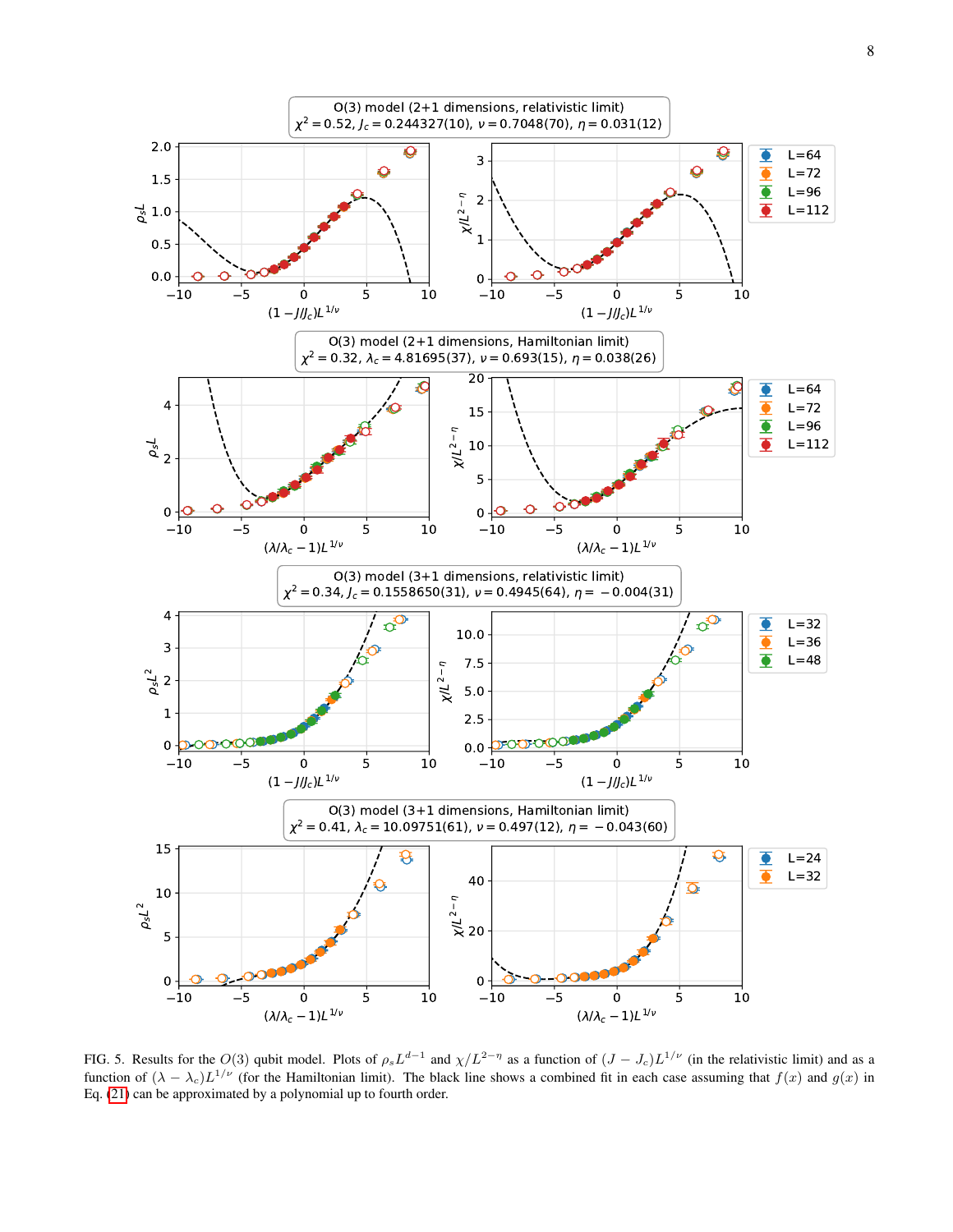O(3) model (2+1 dimensions, relativistic limit)
$\chi^2 = 0.52$, $J_c = 0.244327(10)$, $\nu = 0.7048(70)$, $\eta = 0.031(12)$

O(3) model (2+1 dimensions, Hamiltonian limit)
$\chi^2 = 0.32$, $\lambda_c = 4.81695(37)$, $\nu = 0.693(15)$, $\eta = 0.038(26)$

O(3) model (3+1 dimensions, relativistic limit)
$\chi^2 = 0.34$, $J_c = 0.1558650(31)$, $\nu = 0.4945(64)$, $\eta = -0.004(31)$

O(3) model (3+1 dimensions, Hamiltonian limit)
$\chi^2 = 0.41$, $\lambda_c = 10.09751(61)$, $\nu = 0.497(12)$, $\eta = -0.043(60)$

FIG. 5. Results for the $O(3)$ qubit model. Plots of $\rho_s L^{d-1}$ and $\chi/L^{2-\eta}$ as a function of $(J - J_c)L^{1/\nu}$ (in the relativistic limit) and as a function of $(\lambda - \lambda_c)L^{1/\nu}$ (for the Hamiltonian limit). The black line shows a combined fit in each case assuming that $f(x)$ and $g(x)$ in Eq. (21) can be approximated by a polynomial up to fourth order.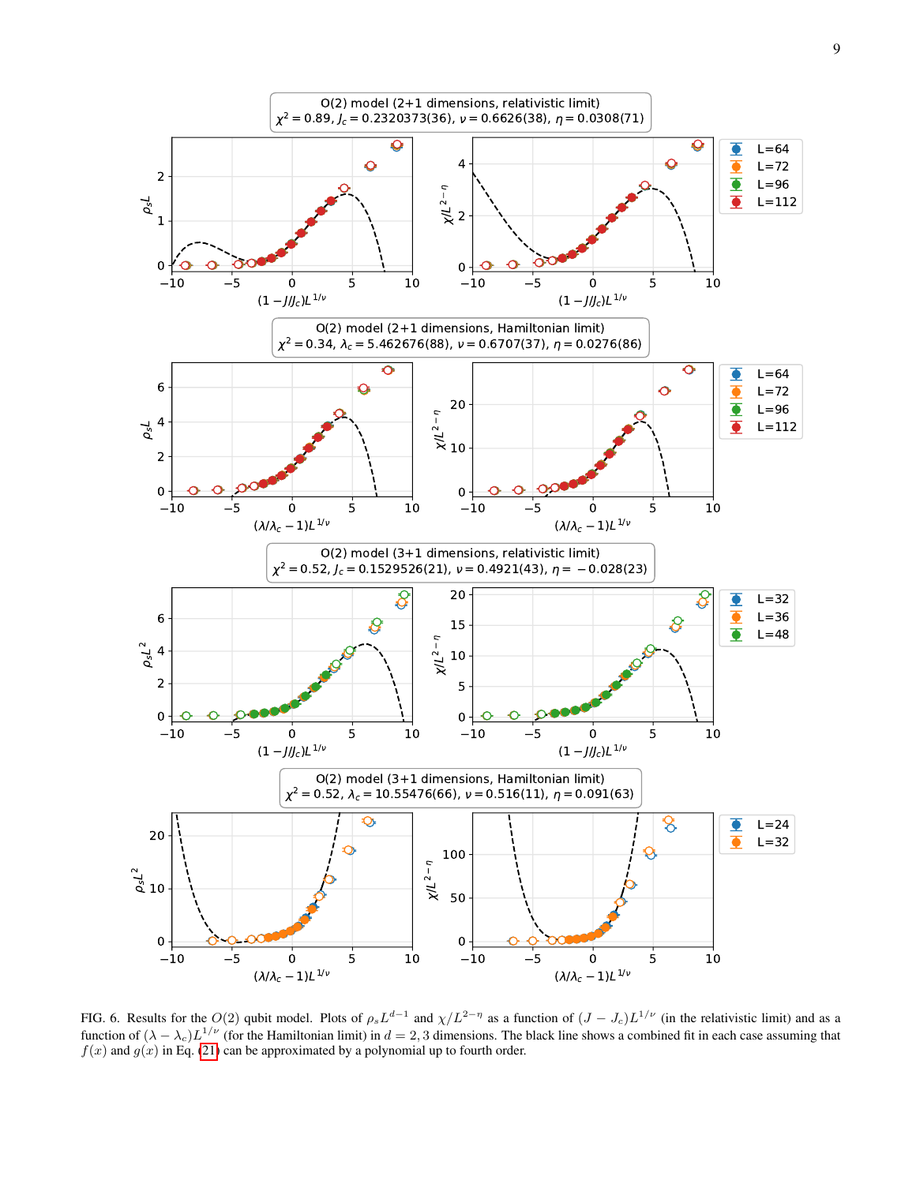FIG. 6. Results for the $O(2)$ qubit model. Plots of $\rho_s L^{d-1}$ and $\chi/L^{2-\eta}$ as a function of $(J - J_c)L^{1/\nu}$ (in the relativistic limit) and as a function of $(\lambda - \lambda_c)L^{1/\nu}$ (for the Hamiltonian limit) in $d = 2, 3$ dimensions. The black line shows a combined fit in each case assuming that $f(x)$ and $g(x)$ in Eq. (21) can be approximated by a polynomial up to fourth order.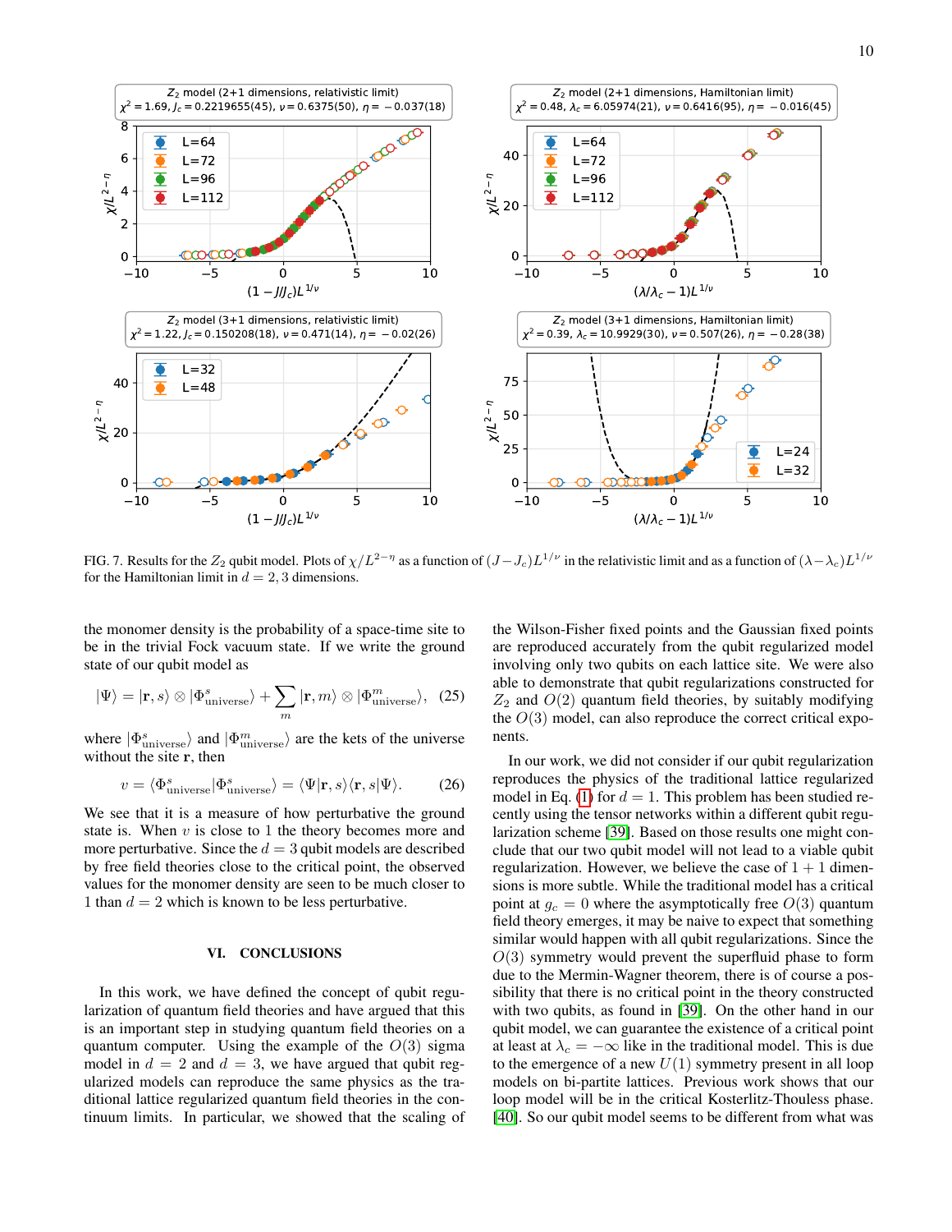FIG. 7. Results for the $Z_2$ qubit model. Plots of $\chi/L^{2-\eta}$ as a function of $(J - J_c)L^{1/\nu}$ in the relativistic limit and as a function of $(\lambda - \lambda_c)L^{1/\nu}$ for the Hamiltonian limit in $d = 2, 3$ dimensions.

the monomer density is the probability of a space-time site to be in the trivial Fock vacuum state. If we write the ground state of our qubit model as

$$|\Psi\rangle = |\mathbf{r}, s\rangle \otimes |\Phi^s_{\text{universe}}\rangle + \sum_m |\mathbf{r}, m\rangle \otimes |\Phi^m_{\text{universe}}\rangle, \quad (25)$$

where $|\Phi^s_{\text{universe}}\rangle$ and $|\Phi^m_{\text{universe}}\rangle$ are the kets of the universe without the site $\mathbf{r}$, then

$$v = \langle\Phi^s_{\text{universe}}|\Phi^s_{\text{universe}}\rangle = \langle\Psi|\mathbf{r}, s\rangle\langle\mathbf{r}, s|\Psi\rangle. \quad (26)$$

We see that it is a measure of how perturbative the ground state is. When $v$ is close to 1 the theory becomes more and more perturbative. Since the $d = 3$ qubit models are described by free field theories close to the critical point, the observed values for the monomer density are seen to be much closer to 1 than $d = 2$ which is known to be less perturbative.

## VI. CONCLUSIONS

In this work, we have defined the concept of qubit regularization of quantum field theories and have argued that this is an important step in studying quantum field theories on a quantum computer. Using the example of the $O(3)$ sigma model in $d = 2$ and $d = 3$, we have argued that qubit regularized models can reproduce the same physics as the traditional lattice regularized quantum field theories in the continuum limits. In particular, we showed that the scaling of the Wilson-Fisher fixed points and the Gaussian fixed points are reproduced accurately from the qubit regularized model involving only two qubits on each lattice site. We were also able to demonstrate that qubit regularizations constructed for $Z_2$ and $O(2)$ quantum field theories, by suitably modifying the $O(3)$ model, can also reproduce the correct critical exponents.

In our work, we did not consider if our qubit regularization reproduces the physics of the traditional lattice regularized model in Eq. (1) for $d = 1$. This problem has been studied recently using the tensor networks within a different qubit regularization scheme [39]. Based on those results one might conclude that our two qubit model will not lead to a viable qubit regularization. However, we believe the case of $1 + 1$ dimensions is more subtle. While the traditional model has a critical point at $g_c = 0$ where the asymptotically free $O(3)$ quantum field theory emerges, it may be naive to expect that something similar would happen with all qubit regularizations. Since the $O(3)$ symmetry would prevent the superfluid phase to form due to the Mermin-Wagner theorem, there is of course a possibility that there is no critical point in the theory constructed with two qubits, as found in [39]. On the other hand in our qubit model, we can guarantee the existence of a critical point at least at $\lambda_c = -\infty$ like in the traditional model. This is due to the emergence of a new $U(1)$ symmetry present in all loop models on bi-partite lattices. Previous work shows that our loop model will be in the critical Kosterlitz-Thouless phase. [40]. So our qubit model seems to be different from what was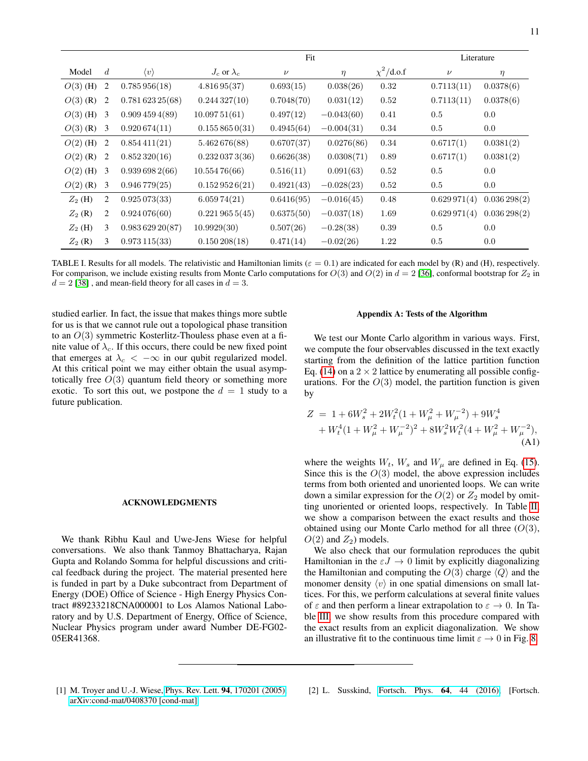| Model | $d$ | $\langle v \rangle$ | $J_c$ or $\lambda_c$ | Fit | | | Literature | |
|---|---|---|---|---|---|---|---|---|
| | | | | $\nu$ | $\eta$ | $\chi^2$/d.o.f | $\nu$ | $\eta$ |
| $O(3)$ (H) | 2 | 0.785 956(18) | 4.816 95(37) | 0.693(15) | 0.038(26) | 0.32 | 0.7113(11) | 0.0378(6) |
| $O(3)$ (R) | 2 | 0.781 623 25(68) | 0.244 327(10) | 0.7048(70) | 0.031(12) | 0.52 | 0.7113(11) | 0.0378(6) |
| $O(3)$ (H) | 3 | 0.909 459 4(89) | 10.097 51(61) | 0.497(12) | −0.043(60) | 0.41 | 0.5 | 0.0 |
| $O(3)$ (R) | 3 | 0.920 674(11) | 0.155 865 0(31) | 0.4945(64) | −0.004(31) | 0.34 | 0.5 | 0.0 |
| $O(2)$ (H) | 2 | 0.854 411(21) | 5.462 676(88) | 0.6707(37) | 0.0276(86) | 0.34 | 0.6717(1) | 0.0381(2) |
| $O(2)$ (R) | 2 | 0.852 320(16) | 0.232 037 3(36) | 0.6626(38) | 0.0308(71) | 0.89 | 0.6717(1) | 0.0381(2) |
| $O(2)$ (H) | 3 | 0.939 698 2(66) | 10.554 76(66) | 0.516(11) | 0.091(63) | 0.52 | 0.5 | 0.0 |
| $O(2)$ (R) | 3 | 0.946 779(25) | 0.152 952 6(21) | 0.4921(43) | −0.028(23) | 0.52 | 0.5 | 0.0 |
| $Z_2$ (H) | 2 | 0.925 073(33) | 6.059 74(21) | 0.6416(95) | −0.016(45) | 0.48 | 0.629 971(4) | 0.036 298(2) |
| $Z_2$ (R) | 2 | 0.924 076(60) | 0.221 965 5(45) | 0.6375(50) | −0.037(18) | 1.69 | 0.629 971(4) | 0.036 298(2) |
| $Z_2$ (H) | 3 | 0.983 629 20(87) | 10.9929(30) | 0.507(26) | −0.28(38) | 0.39 | 0.5 | 0.0 |
| $Z_2$ (R) | 3 | 0.973 115(33) | 0.150 208(18) | 0.471(14) | −0.02(26) | 1.22 | 0.5 | 0.0 |

TABLE I. Results for all models. The relativistic and Hamiltonian limits ($\varepsilon = 0.1$) are indicated for each model by (R) and (H), respectively. For comparison, we include existing results from Monte Carlo computations for $O(3)$ and $O(2)$ in $d = 2$ [36], conformal bootstrap for $Z_2$ in $d = 2$ [38] , and mean-field theory for all cases in $d = 3$.

studied earlier. In fact, the issue that makes things more subtle for us is that we cannot rule out a topological phase transition to an $O(3)$ symmetric Kosterlitz-Thouless phase even at a finite value of $\lambda_c$. If this occurs, there could be new fixed point that emerges at $\lambda_c < -\infty$ in our qubit regularized model. At this critical point we may either obtain the usual asymptotically free $O(3)$ quantum field theory or something more exotic. To sort this out, we postpone the $d = 1$ study to a future publication.

## ACKNOWLEDGMENTS

We thank Ribhu Kaul and Uwe-Jens Wiese for helpful conversations. We also thank Tanmoy Bhattacharya, Rajan Gupta and Rolando Somma for helpful discussions and critical feedback during the project. The material presented here is funded in part by a Duke subcontract from Department of Energy (DOE) Office of Science - High Energy Physics Contract #89233218CNA000001 to Los Alamos National Laboratory and by U.S. Department of Energy, Office of Science, Nuclear Physics program under award Number DE-FG02-05ER41368.

## Appendix A: Tests of the Algorithm

We test our Monte Carlo algorithm in various ways. First, we compute the four observables discussed in the text exactly starting from the definition of the lattice partition function Eq. (14) on a $2 \times 2$ lattice by enumerating all possible configurations. For the $O(3)$ model, the partition function is given by

$$
\begin{aligned}
Z \;=\; & 1 + 6W_s^2 + 2W_t^2(1 + W_\mu^2 + W_\mu^{-2}) + 9W_s^4 \\
& + W_t^4(1 + W_\mu^2 + W_\mu^{-2})^2 + 8W_s^2W_t^2(4 + W_\mu^2 + W_\mu^{-2}),
\end{aligned}
\tag{A1}
$$

where the weights $W_t$, $W_s$ and $W_\mu$ are defined in Eq. (15). Since this is the $O(3)$ model, the above expression includes terms from both oriented and unoriented loops. We can write down a similar expression for the $O(2)$ or $Z_2$ model by omitting unoriented or oriented loops, respectively. In Table II we show a comparison between the exact results and those obtained using our Monte Carlo method for all three ($O(3)$, $O(2)$ and $Z_2$) models.

We also check that our formulation reproduces the qubit Hamiltonian in the $\varepsilon J \to 0$ limit by explicitly diagonalizing the Hamiltonian and computing the $O(3)$ charge $\langle Q \rangle$ and the monomer density $\langle v \rangle$ in one spatial dimensions on small lattices. For this, we perform calculations at several finite values of $\varepsilon$ and then perform a linear extrapolation to $\varepsilon \to 0$. In Table III we show results from this procedure compared with the exact results from an explicit diagonalization. We show an illustrative fit to the continuous time limit $\varepsilon \to 0$ in Fig. 8.

---

[1] M. Troyer and U.-J. Wiese, Phys. Rev. Lett. **94**, 170201 (2005), arXiv:cond-mat/0408370 [cond-mat].

[2] L. Susskind, Fortsch. Phys. **64**, 44 (2016), [Fortsch.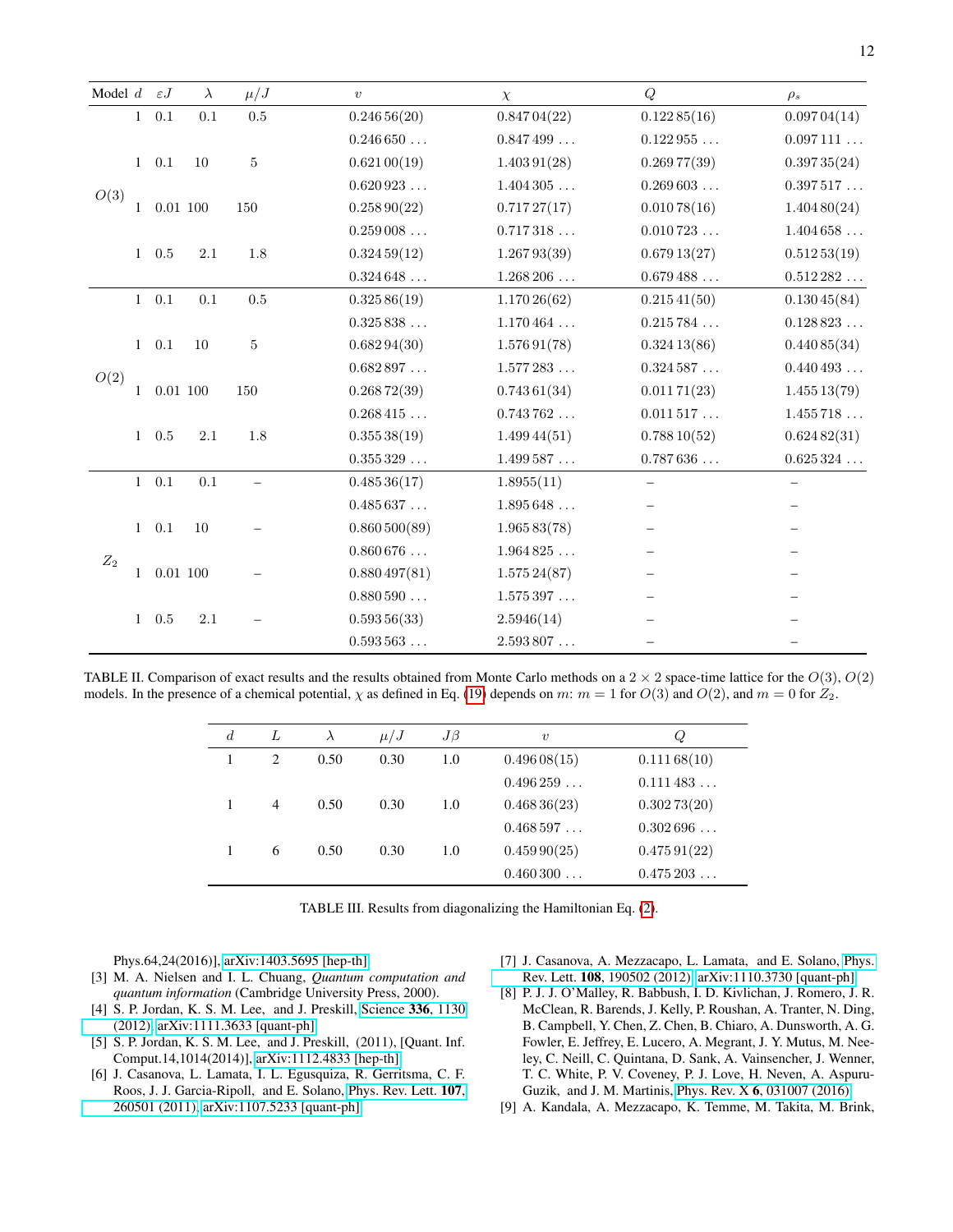| Model | $d$ | $\varepsilon J$ | $\lambda$ | $\mu/J$ | $v$ | $\chi$ | $Q$ | $\rho_s$ |
|---|---|---|---|---|---|---|---|---|
| $O(3)$ | 1 | 0.1 | 0.1 | 0.5 | 0.246 56(20) | 0.847 04(22) | 0.122 85(16) | 0.097 04(14) |
| | | | | | 0.246 650 ... | 0.847 499 ... | 0.122 955 ... | 0.097 111 ... |
| | 1 | 0.1 | 10 | 5 | 0.621 00(19) | 1.403 91(28) | 0.269 77(39) | 0.397 35(24) |
| | | | | | 0.620 923 ... | 1.404 305 ... | 0.269 603 ... | 0.397 517 ... |
| | 1 | 0.01 | 100 | 150 | 0.258 90(22) | 0.717 27(17) | 0.010 78(16) | 1.404 80(24) |
| | | | | | 0.259 008 ... | 0.717 318 ... | 0.010 723 ... | 1.404 658 ... |
| | 1 | 0.5 | 2.1 | 1.8 | 0.324 59(12) | 1.267 93(39) | 0.679 13(27) | 0.512 53(19) |
| | | | | | 0.324 648 ... | 1.268 206 ... | 0.679 488 ... | 0.512 282 ... |
| $O(2)$ | 1 | 0.1 | 0.1 | 0.5 | 0.325 86(19) | 1.170 26(62) | 0.215 41(50) | 0.130 45(84) |
| | | | | | 0.325 838 ... | 1.170 464 ... | 0.215 784 ... | 0.128 823 ... |
| | 1 | 0.1 | 10 | 5 | 0.682 94(30) | 1.576 91(78) | 0.324 13(86) | 0.440 85(34) |
| | | | | | 0.682 897 ... | 1.577 283 ... | 0.324 587 ... | 0.440 493 ... |
| | 1 | 0.01 | 100 | 150 | 0.268 72(39) | 0.743 61(34) | 0.011 71(23) | 1.455 13(79) |
| | | | | | 0.268 415 ... | 0.743 762 ... | 0.011 517 ... | 1.455 718 ... |
| | 1 | 0.5 | 2.1 | 1.8 | 0.355 38(19) | 1.499 44(51) | 0.788 10(52) | 0.624 82(31) |
| | | | | | 0.355 329 ... | 1.499 587 ... | 0.787 636 ... | 0.625 324 ... |
| $Z_2$ | 1 | 0.1 | 0.1 | – | 0.485 36(17) | 1.8955(11) | – | – |
| | | | | | 0.485 637 ... | 1.895 648 ... | – | – |
| | 1 | 0.1 | 10 | – | 0.860 500(89) | 1.965 83(78) | – | – |
| | | | | | 0.860 676 ... | 1.964 825 ... | – | – |
| | 1 | 0.01 | 100 | – | 0.880 497(81) | 1.575 24(87) | – | – |
| | | | | | 0.880 590 ... | 1.575 397 ... | – | – |
| | 1 | 0.5 | 2.1 | – | 0.593 56(33) | 2.5946(14) | – | – |
| | | | | | 0.593 563 ... | 2.593 807 ... | – | – |

TABLE II. Comparison of exact results and the results obtained from Monte Carlo methods on a $2 \times 2$ space-time lattice for the $O(3)$, $O(2)$ models. In the presence of a chemical potential, $\chi$ as defined in Eq. (19) depends on $m$: $m = 1$ for $O(3)$ and $O(2)$, and $m = 0$ for $Z_2$.

| $d$ | $L$ | $\lambda$ | $\mu/J$ | $J\beta$ | $v$ | $Q$ |
|---|---|---|---|---|---|---|
| 1 | 2 | 0.50 | 0.30 | 1.0 | 0.496 08(15) | 0.111 68(10) |
| | | | | | 0.496 259 ... | 0.111 483 ... |
| 1 | 4 | 0.50 | 0.30 | 1.0 | 0.468 36(23) | 0.302 73(20) |
| | | | | | 0.468 597 ... | 0.302 696 ... |
| 1 | 6 | 0.50 | 0.30 | 1.0 | 0.459 90(25) | 0.475 91(22) |
| | | | | | 0.460 300 ... | 0.475 203 ... |

TABLE III. Results from diagonalizing the Hamiltonian Eq. (2).

Phys.64,24(2016)], arXiv:1403.5695 [hep-th].

[3] M. A. Nielsen and I. L. Chuang, *Quantum computation and quantum information* (Cambridge University Press, 2000).

[4] S. P. Jordan, K. S. M. Lee, and J. Preskill, Science **336**, 1130 (2012), arXiv:1111.3633 [quant-ph].

[5] S. P. Jordan, K. S. M. Lee, and J. Preskill, (2011), [Quant. Inf. Comput.14,1014(2014)], arXiv:1112.4833 [hep-th].

[6] J. Casanova, L. Lamata, I. L. Egusquiza, R. Gerritsma, C. F. Roos, J. J. Garcia-Ripoll, and E. Solano, Phys. Rev. Lett. **107**, 260501 (2011), arXiv:1107.5233 [quant-ph].

[7] J. Casanova, A. Mezzacapo, L. Lamata, and E. Solano, Phys. Rev. Lett. **108**, 190502 (2012), arXiv:1110.3730 [quant-ph].

[8] P. J. J. O'Malley, R. Babbush, I. D. Kivlichan, J. Romero, J. R. McClean, R. Barends, J. Kelly, P. Roushan, A. Tranter, N. Ding, B. Campbell, Y. Chen, Z. Chen, B. Chiaro, A. Dunsworth, A. G. Fowler, E. Jeffrey, E. Lucero, A. Megrant, J. Y. Mutus, M. Neeley, C. Neill, C. Quintana, D. Sank, A. Vainsencher, J. Wenner, T. C. White, P. V. Coveney, P. J. Love, H. Neven, A. Aspuru-Guzik, and J. M. Martinis, Phys. Rev. X **6**, 031007 (2016).

[9] A. Kandala, A. Mezzacapo, K. Temme, M. Takita, M. Brink,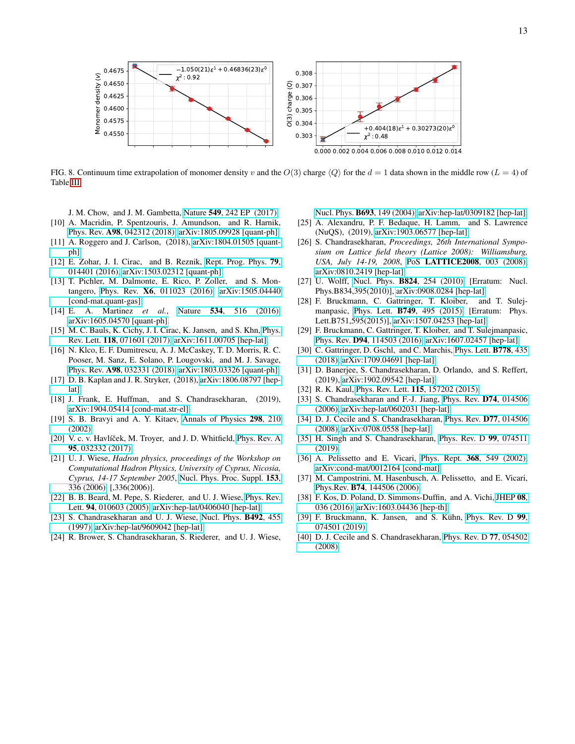Monomer density ⟨V⟩

0.4675
0.4650
0.4625
0.4600
0.4575
0.4550

$-1.050(21)\epsilon^1 + 0.46836(23)\epsilon^0$
$\chi^2 : 0.92$

O(3) charge ⟨Q⟩

0.308
0.307
0.306
0.305
0.304
0.303

$+0.404(18)\epsilon^1 + 0.30273(20)\epsilon^0$
$\chi^2 : 0.48$

0.000 0.002 0.004 0.006 0.008 0.010 0.012 0.014

FIG. 8. Continuum time extrapolation of monomer density $v$ and the $O(3)$ charge $\langle Q\rangle$ for the $d = 1$ data shown in the middle row ($L = 4$) of Table III.

J. M. Chow, and J. M. Gambetta, Nature **549**, 242 EP (2017).

[10] A. Macridin, P. Spentzouris, J. Amundson, and R. Harnik, Phys. Rev. **A98**, 042312 (2018), arXiv:1805.09928 [quant-ph].

[11] A. Roggero and J. Carlson, (2018), arXiv:1804.01505 [quant-ph].

[12] E. Zohar, J. I. Cirac, and B. Reznik, Rept. Prog. Phys. **79**, 014401 (2016), arXiv:1503.02312 [quant-ph].

[13] T. Pichler, M. Dalmonte, E. Rico, P. Zoller, and S. Montangero, Phys. Rev. **X6**, 011023 (2016), arXiv:1505.04440 [cond-mat.quant-gas].

[14] E. A. Martinez *et al.*, Nature **534**, 516 (2016), arXiv:1605.04570 [quant-ph].

[15] M. C. Bauls, K. Cichy, J. I. Cirac, K. Jansen, and S. Khn, Phys. Rev. Lett. **118**, 071601 (2017), arXiv:1611.00705 [hep-lat].

[16] N. Klco, E. F. Dumitrescu, A. J. McCaskey, T. D. Morris, R. C. Pooser, M. Sanz, E. Solano, P. Lougovski, and M. J. Savage, Phys. Rev. **A98**, 032331 (2018), arXiv:1803.03326 [quant-ph].

[17] D. B. Kaplan and J. R. Stryker, (2018), arXiv:1806.08797 [hep-lat].

[18] J. Frank, E. Huffman, and S. Chandrasekharan, (2019), arXiv:1904.05414 [cond-mat.str-el].

[19] S. B. Bravyi and A. Y. Kitaev, Annals of Physics **298**, 210 (2002).

[20] V. c. v. Havlíček, M. Troyer, and J. D. Whitfield, Phys. Rev. A **95**, 032332 (2017).

[21] U. J. Wiese, *Hadron physics, proceedings of the Workshop on Computational Hadron Physics, University of Cyprus, Nicosia, Cyprus, 14-17 September 2005*, Nucl. Phys. Proc. Suppl. **153**, 336 (2006), [,336(2006)].

[22] B. B. Beard, M. Pepe, S. Riederer, and U. J. Wiese, Phys. Rev. Lett. **94**, 010603 (2005), arXiv:hep-lat/0406040 [hep-lat].

[23] S. Chandrasekharan and U. J. Wiese, Nucl. Phys. **B492**, 455 (1997), arXiv:hep-lat/9609042 [hep-lat].

[24] R. Brower, S. Chandrasekharan, S. Riederer, and U. J. Wiese, Nucl. Phys. **B693**, 149 (2004), arXiv:hep-lat/0309182 [hep-lat].

[25] A. Alexandru, P. F. Bedaque, H. Lamm, and S. Lawrence (NuQS), (2019), arXiv:1903.06577 [hep-lat].

[26] S. Chandrasekharan, *Proceedings, 26th International Symposium on Lattice field theory (Lattice 2008): Williamsburg, USA, July 14-19, 2008*, PoS **LATTICE2008**, 003 (2008), arXiv:0810.2419 [hep-lat].

[27] U. Wolff, Nucl. Phys. **B824**, 254 (2010), [Erratum: Nucl. Phys.B834,395(2010)], arXiv:0908.0284 [hep-lat].

[28] F. Bruckmann, C. Gattringer, T. Kloiber, and T. Sulejmanpasic, Phys. Lett. **B749**, 495 (2015), [Erratum: Phys. Lett.B751,595(2015)], arXiv:1507.04253 [hep-lat].

[29] F. Bruckmann, C. Gattringer, T. Kloiber, and T. Sulejmanpasic, Phys. Rev. **D94**, 114503 (2016), arXiv:1607.02457 [hep-lat].

[30] C. Gattringer, D. Gschl, and C. Marchis, Phys. Lett. **B778**, 435 (2018), arXiv:1709.04691 [hep-lat].

[31] D. Banerjee, S. Chandrasekharan, D. Orlando, and S. Reffert, (2019), arXiv:1902.09542 [hep-lat].

[32] R. K. Kaul, Phys. Rev. Lett. **115**, 157202 (2015).

[33] S. Chandrasekharan and F.-J. Jiang, Phys. Rev. **D74**, 014506 (2006), arXiv:hep-lat/0602031 [hep-lat].

[34] D. J. Cecile and S. Chandrasekharan, Phys. Rev. **D77**, 014506 (2008), arXiv:0708.0558 [hep-lat].

[35] H. Singh and S. Chandrasekharan, Phys. Rev. D **99**, 074511 (2019).

[36] A. Pelissetto and E. Vicari, Phys. Rept. **368**, 549 (2002), arXiv:cond-mat/0012164 [cond-mat].

[37] M. Campostrini, M. Hasenbusch, A. Pelissetto, and E. Vicari, Phys.Rev. **B74**, 144506 (2006).

[38] F. Kos, D. Poland, D. Simmons-Duffin, and A. Vichi, JHEP **08**, 036 (2016), arXiv:1603.04436 [hep-th].

[39] F. Bruckmann, K. Jansen, and S. Kühn, Phys. Rev. D **99**, 074501 (2019).

[40] D. J. Cecile and S. Chandrasekharan, Phys. Rev. D **77**, 054502 (2008).